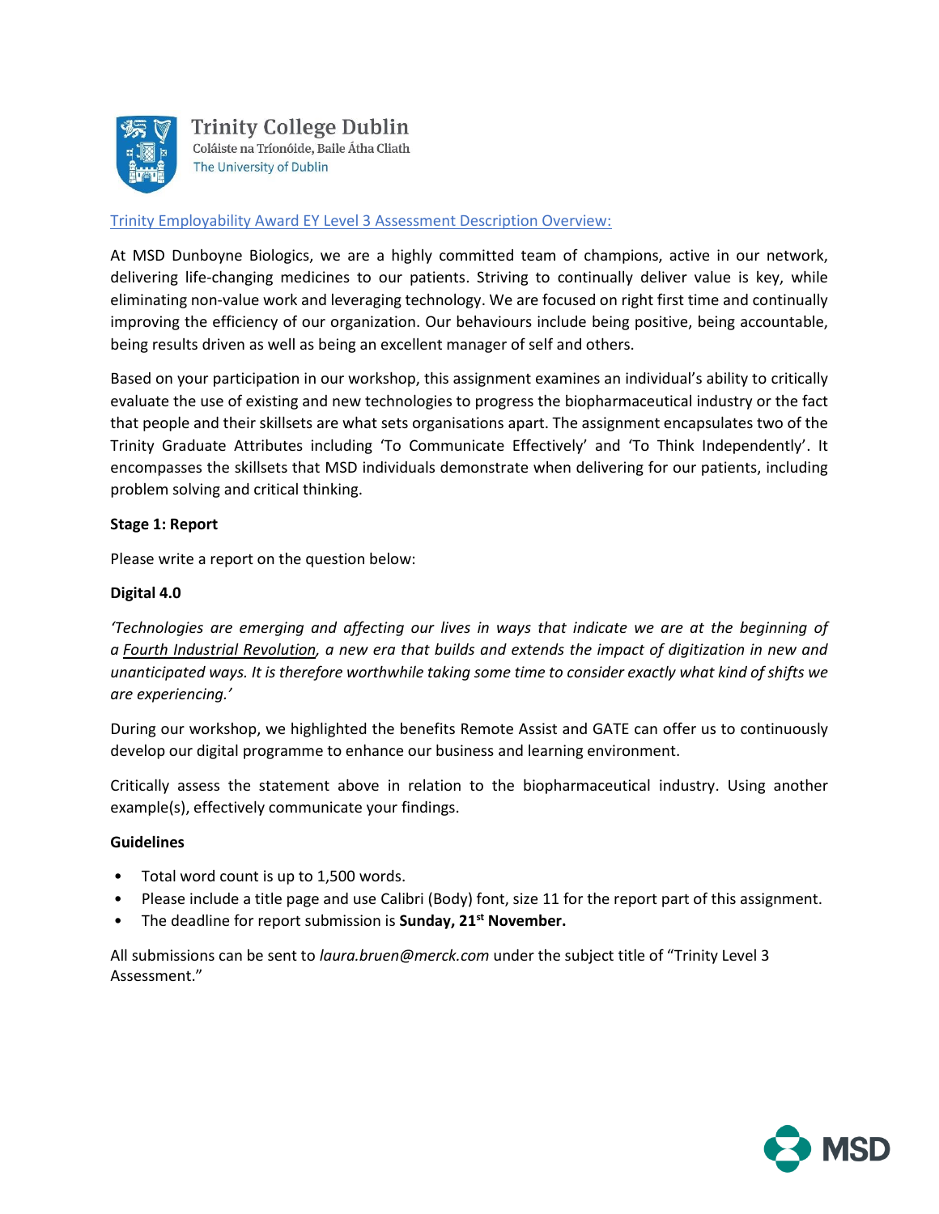Trinity College Dublin
Coláiste na Tríonóide, Baile Átha Cliath
The University of Dublin

Trinity Employability Award EY Level 3 Assessment Description Overview:

At MSD Dunboyne Biologics, we are a highly committed team of champions, active in our network, delivering life-changing medicines to our patients. Striving to continually deliver value is key, while eliminating non-value work and leveraging technology. We are focused on right first time and continually improving the efficiency of our organization. Our behaviours include being positive, being accountable, being results driven as well as being an excellent manager of self and others.

Based on your participation in our workshop, this assignment examines an individual's ability to critically evaluate the use of existing and new technologies to progress the biopharmaceutical industry or the fact that people and their skillsets are what sets organisations apart. The assignment encapsulates two of the Trinity Graduate Attributes including 'To Communicate Effectively' and 'To Think Independently'. It encompasses the skillsets that MSD individuals demonstrate when delivering for our patients, including problem solving and critical thinking.

**Stage 1: Report**

Please write a report on the question below:

**Digital 4.0**

*'Technologies are emerging and affecting our lives in ways that indicate we are at the beginning of a Fourth Industrial Revolution, a new era that builds and extends the impact of digitization in new and unanticipated ways. It is therefore worthwhile taking some time to consider exactly what kind of shifts we are experiencing.'*

During our workshop, we highlighted the benefits Remote Assist and GATE can offer us to continuously develop our digital programme to enhance our business and learning environment.

Critically assess the statement above in relation to the biopharmaceutical industry. Using another example(s), effectively communicate your findings.

**Guidelines**

- Total word count is up to 1,500 words.
- Please include a title page and use Calibri (Body) font, size 11 for the report part of this assignment.
- The deadline for report submission is **Sunday, 21st November.**

All submissions can be sent to *laura.bruen@merck.com* under the subject title of "Trinity Level 3 Assessment."

MSD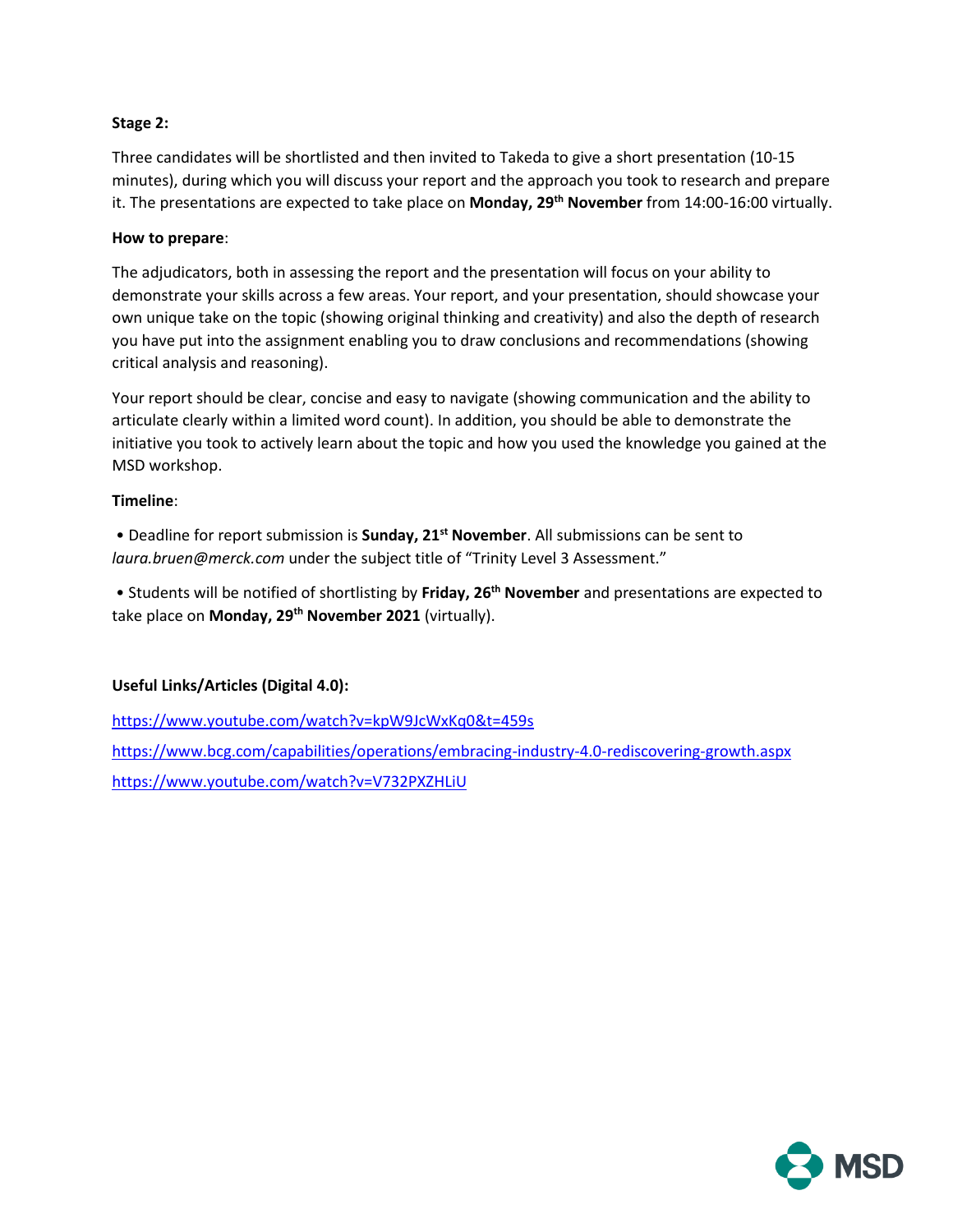**Stage 2:**

Three candidates will be shortlisted and then invited to Takeda to give a short presentation (10-15 minutes), during which you will discuss your report and the approach you took to research and prepare it. The presentations are expected to take place on **Monday, 29th November** from 14:00-16:00 virtually.

**How to prepare**:

The adjudicators, both in assessing the report and the presentation will focus on your ability to demonstrate your skills across a few areas. Your report, and your presentation, should showcase your own unique take on the topic (showing original thinking and creativity) and also the depth of research you have put into the assignment enabling you to draw conclusions and recommendations (showing critical analysis and reasoning).

Your report should be clear, concise and easy to navigate (showing communication and the ability to articulate clearly within a limited word count). In addition, you should be able to demonstrate the initiative you took to actively learn about the topic and how you used the knowledge you gained at the MSD workshop.

**Timeline**:

- Deadline for report submission is **Sunday, 21st November**. All submissions can be sent to *laura.bruen@merck.com* under the subject title of "Trinity Level 3 Assessment."
- Students will be notified of shortlisting by **Friday, 26th November** and presentations are expected to take place on **Monday, 29th November 2021** (virtually).

**Useful Links/Articles (Digital 4.0):**

https://www.youtube.com/watch?v=kpW9JcWxKq0&t=459s

https://www.bcg.com/capabilities/operations/embracing-industry-4.0-rediscovering-growth.aspx

https://www.youtube.com/watch?v=V732PXZHLiU